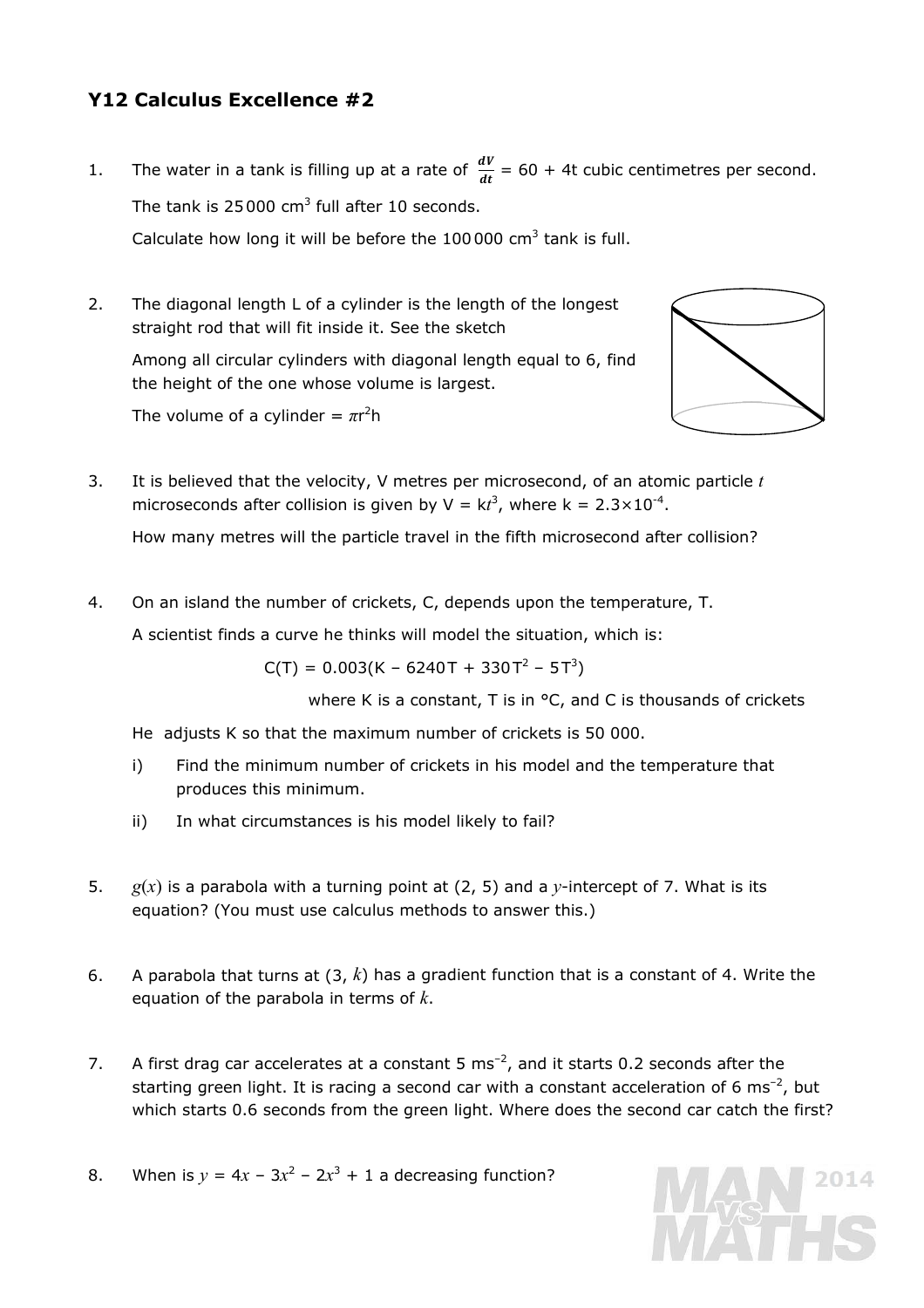# Y12 Calculus Excellence #2

1. The water in a tank is filling up at a rate of $\frac{dV}{dt} = 60 + 4t$ cubic centimetres per second.

   The tank is 25 000 $cm^3$ full after 10 seconds.

   Calculate how long it will be before the 100 000 $cm^3$ tank is full.

2. The diagonal length L of a cylinder is the length of the longest straight rod that will fit inside it. See the sketch

   Among all circular cylinders with diagonal length equal to 6, find the height of the one whose volume is largest.

   The volume of a cylinder = $\pi r^2 h$

3. It is believed that the velocity, V metres per microsecond, of an atomic particle $t$ microseconds after collision is given by $V = kt^3$, where $k = 2.3 \times 10^{-4}$.

   How many metres will the particle travel in the fifth microsecond after collision?

4. On an island the number of crickets, C, depends upon the temperature, T.

   A scientist finds a curve he thinks will model the situation, which is:

   $$C(T) = 0.003(K - 6240T + 330T^2 - 5T^3)$$

   where K is a constant, T is in °C, and C is thousands of crickets

   He adjusts K so that the maximum number of crickets is 50 000.

   i) Find the minimum number of crickets in his model and the temperature that produces this minimum.

   ii) In what circumstances is his model likely to fail?

5. $g(x)$ is a parabola with a turning point at (2, 5) and a $y$-intercept of 7. What is its equation? (You must use calculus methods to answer this.)

6. A parabola that turns at (3, $k$) has a gradient function that is a constant of 4. Write the equation of the parabola in terms of $k$.

7. A first drag car accelerates at a constant 5 $ms^{-2}$, and it starts 0.2 seconds after the starting green light. It is racing a second car with a constant acceleration of 6 $ms^{-2}$, but which starts 0.6 seconds from the green light. Where does the second car catch the first?

8. When is $y = 4x - 3x^2 - 2x^3 + 1$ a decreasing function?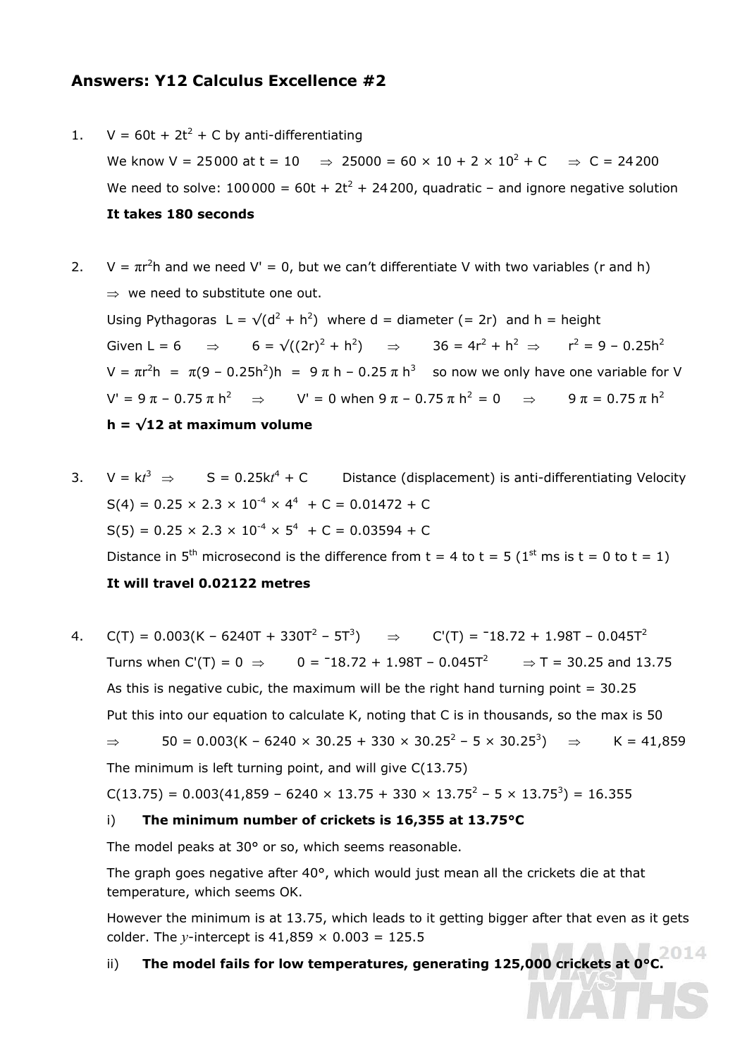## Answers: Y12 Calculus Excellence #2

1. $V = 60t + 2t^2 + C$ by anti-differentiating

   We know V = 25 000 at t = 10 $\Rightarrow$ $25000 = 60 \times 10 + 2 \times 10^2 + C$ $\Rightarrow$ C = 24 200

   We need to solve: $100000 = 60t + 2t^2 + 24200$, quadratic – and ignore negative solution

   **It takes 180 seconds**

2. $V = \pi r^2 h$ and we need V' = 0, but we can't differentiate V with two variables (r and h)

   $\Rightarrow$ we need to substitute one out.

   Using Pythagoras $L = \sqrt{(d^2 + h^2)}$ where d = diameter (= 2r) and h = height

   Given L = 6 $\Rightarrow$ $6 = \sqrt{((2r)^2 + h^2)}$ $\Rightarrow$ $36 = 4r^2 + h^2$ $\Rightarrow$ $r^2 = 9 - 0.25h^2$

   $V = \pi r^2 h = \pi(9 - 0.25h^2)h = 9\pi h - 0.25\pi h^3$ so now we only have one variable for V

   $V' = 9\pi - 0.75\pi h^2$ $\Rightarrow$ V' = 0 when $9\pi - 0.75\pi h^2 = 0$ $\Rightarrow$ $9\pi = 0.75\pi h^2$

   **$h = \sqrt{12}$ at maximum volume**

3. $V = kt^3$ $\Rightarrow$ $S = 0.25kt^4 + C$ Distance (displacement) is anti-differentiating Velocity

   $S(4) = 0.25 \times 2.3 \times 10^{-4} \times 4^4 + C = 0.01472 + C$

   $S(5) = 0.25 \times 2.3 \times 10^{-4} \times 5^4 + C = 0.03594 + C$

   Distance in 5th microsecond is the difference from t = 4 to t = 5 (1st ms is t = 0 to t = 1)

   **It will travel 0.02122 metres**

4. $C(T) = 0.003(K - 6240T + 330T^2 - 5T^3)$ $\Rightarrow$ $C'(T) = {}^-18.72 + 1.98T - 0.045T^2$

   Turns when C'(T) = 0 $\Rightarrow$ $0 = {}^-18.72 + 1.98T - 0.045T^2$ $\Rightarrow$ T = 30.25 and 13.75

   As this is negative cubic, the maximum will be the right hand turning point = 30.25

   Put this into our equation to calculate K, noting that C is in thousands, so the max is 50

   $\Rightarrow$ $50 = 0.003(K - 6240 \times 30.25 + 330 \times 30.25^2 - 5 \times 30.25^3)$ $\Rightarrow$ K = 41,859

   The minimum is left turning point, and will give C(13.75)

   $C(13.75) = 0.003(41{,}859 - 6240 \times 13.75 + 330 \times 13.75^2 - 5 \times 13.75^3) = 16.355$

   i) **The minimum number of crickets is 16,355 at 13.75°C**

   The model peaks at 30° or so, which seems reasonable.

   The graph goes negative after 40°, which would just mean all the crickets die at that temperature, which seems OK.

   However the minimum is at 13.75, which leads to it getting bigger after that even as it gets colder. The $y$-intercept is 41,859 × 0.003 = 125.5

   ii) **The model fails for low temperatures, generating 125,000 crickets at 0°C.**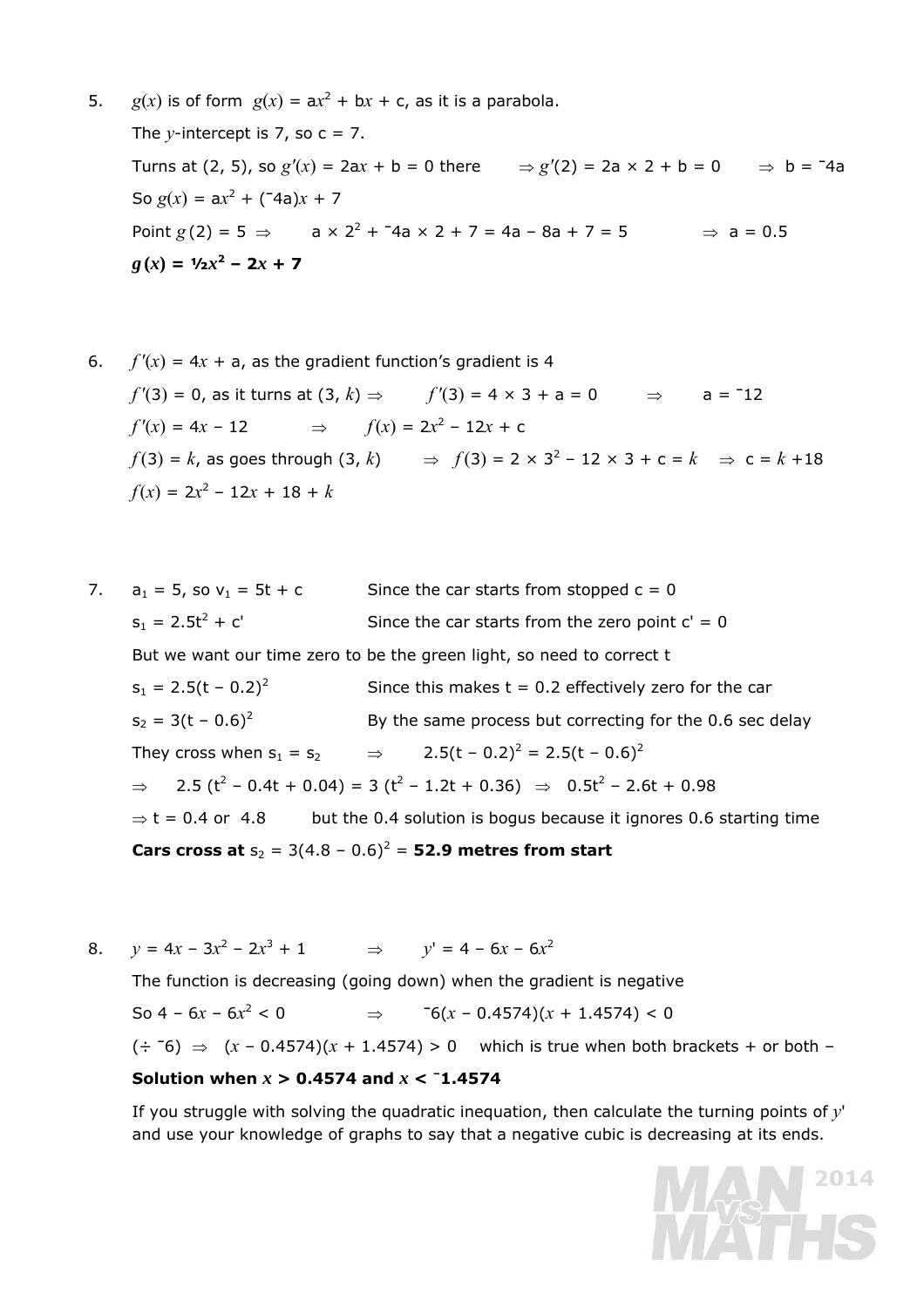5. $g(x)$ is of form $g(x) = \text{a}x^2 + \text{b}x + \text{c}$, as it is a parabola.

   The $y$-intercept is 7, so c = 7.

   Turns at (2, 5), so $g'(x) = 2\text{a}x + \text{b} = 0$ there $\Rightarrow g'(2) = 2\text{a} \times 2 + \text{b} = 0 \Rightarrow \text{b} = {}^{-}4\text{a}$

   So $g(x) = \text{a}x^2 + ({}^{-}4\text{a})x + 7$

   Point $g(2) = 5 \Rightarrow \text{a} \times 2^2 + {}^{-}4\text{a} \times 2 + 7 = 4\text{a} - 8\text{a} + 7 = 5 \Rightarrow \text{a} = 0.5$

   **$g(x) = \frac{1}{2}x^2 - 2x + 7$**

6. $f'(x) = 4x + \text{a}$, as the gradient function's gradient is 4

   $f'(3) = 0$, as it turns at $(3, k) \Rightarrow f'(3) = 4 \times 3 + \text{a} = 0 \Rightarrow \text{a} = {}^{-}12$

   $f'(x) = 4x - 12 \Rightarrow f(x) = 2x^2 - 12x + \text{c}$

   $f(3) = k$, as goes through $(3, k) \Rightarrow f(3) = 2 \times 3^2 - 12 \times 3 + \text{c} = k \Rightarrow \text{c} = k + 18$

   $f(x) = 2x^2 - 12x + 18 + k$

7. $a_1 = 5$, so $v_1 = 5t + c$ Since the car starts from stopped c = 0

   $s_1 = 2.5t^2 + c'$ Since the car starts from the zero point c' = 0

   But we want our time zero to be the green light, so need to correct t

   $s_1 = 2.5(t - 0.2)^2$ Since this makes t = 0.2 effectively zero for the car

   $s_2 = 3(t - 0.6)^2$ By the same process but correcting for the 0.6 sec delay

   They cross when $s_1 = s_2 \Rightarrow 2.5(t - 0.2)^2 = 2.5(t - 0.6)^2$

   $\Rightarrow 2.5\,(t^2 - 0.4t + 0.04) = 3\,(t^2 - 1.2t + 0.36) \Rightarrow 0.5t^2 - 2.6t + 0.98$

   $\Rightarrow t = 0.4$ or $4.8$ but the 0.4 solution is bogus because it ignores 0.6 starting time

   **Cars cross at** $s_2 = 3(4.8 - 0.6)^2 =$ **52.9 metres from start**

8. $y = 4x - 3x^2 - 2x^3 + 1 \Rightarrow y' = 4 - 6x - 6x^2$

   The function is decreasing (going down) when the gradient is negative

   So $4 - 6x - 6x^2 < 0 \Rightarrow {}^{-}6(x - 0.4574)(x + 1.4574) < 0$

   $(\div\, {}^{-}6) \Rightarrow (x - 0.4574)(x + 1.4574) > 0$ which is true when both brackets + or both –

   **Solution when $x > 0.4574$ and $x < {}^{-}1.4574$**

   If you struggle with solving the quadratic inequation, then calculate the turning points of $y'$ and use your knowledge of graphs to say that a negative cubic is decreasing at its ends.